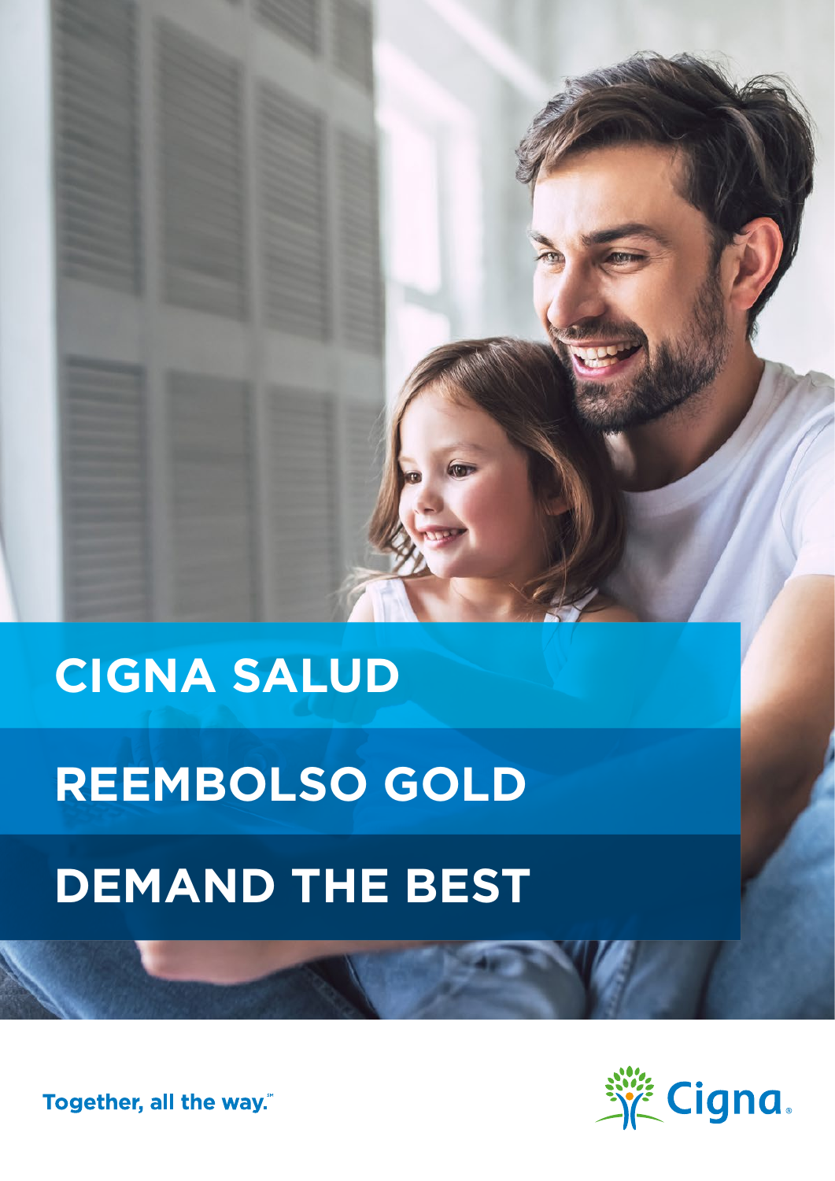# CIGNA SALUD

# REEMBOLSO GOLD

# DEMAND THE BEST

Together, all the way.℠

Cigna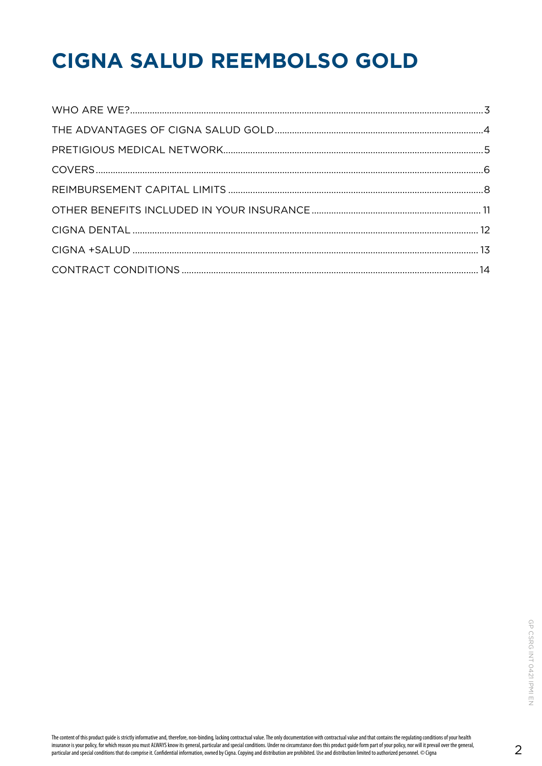# CIGNA SALUD REEMBOLSO GOLD

| | |
|---|---|
| WHO ARE WE? | 3 |
| THE ADVANTAGES OF CIGNA SALUD GOLD | 4 |
| PRETIGIOUS MEDICAL NETWORK | 5 |
| COVERS | 6 |
| REIMBURSEMENT CAPITAL LIMITS | 8 |
| OTHER BENEFITS INCLUDED IN YOUR INSURANCE | 11 |
| CIGNA DENTAL | 12 |
| CIGNA +SALUD | 13 |
| CONTRACT CONDITIONS | 14 |

GP CSRG INT 0421 IPMI EN

The content of this product guide is strictly informative and, therefore, non-binding, lacking contractual value. The only documentation with contractual value and that contains the regulating conditions of your health insurance is your policy, for which reason you must ALWAYS know its general, particular and special conditions. Under no circumstance does this product guide form part of your policy, nor will it prevail over the general, particular and special conditions that do comprise it. Confidential information, owned by Cigna. Copying and distribution are prohibited. Use and distribution limited to authorized personnel. © Cigna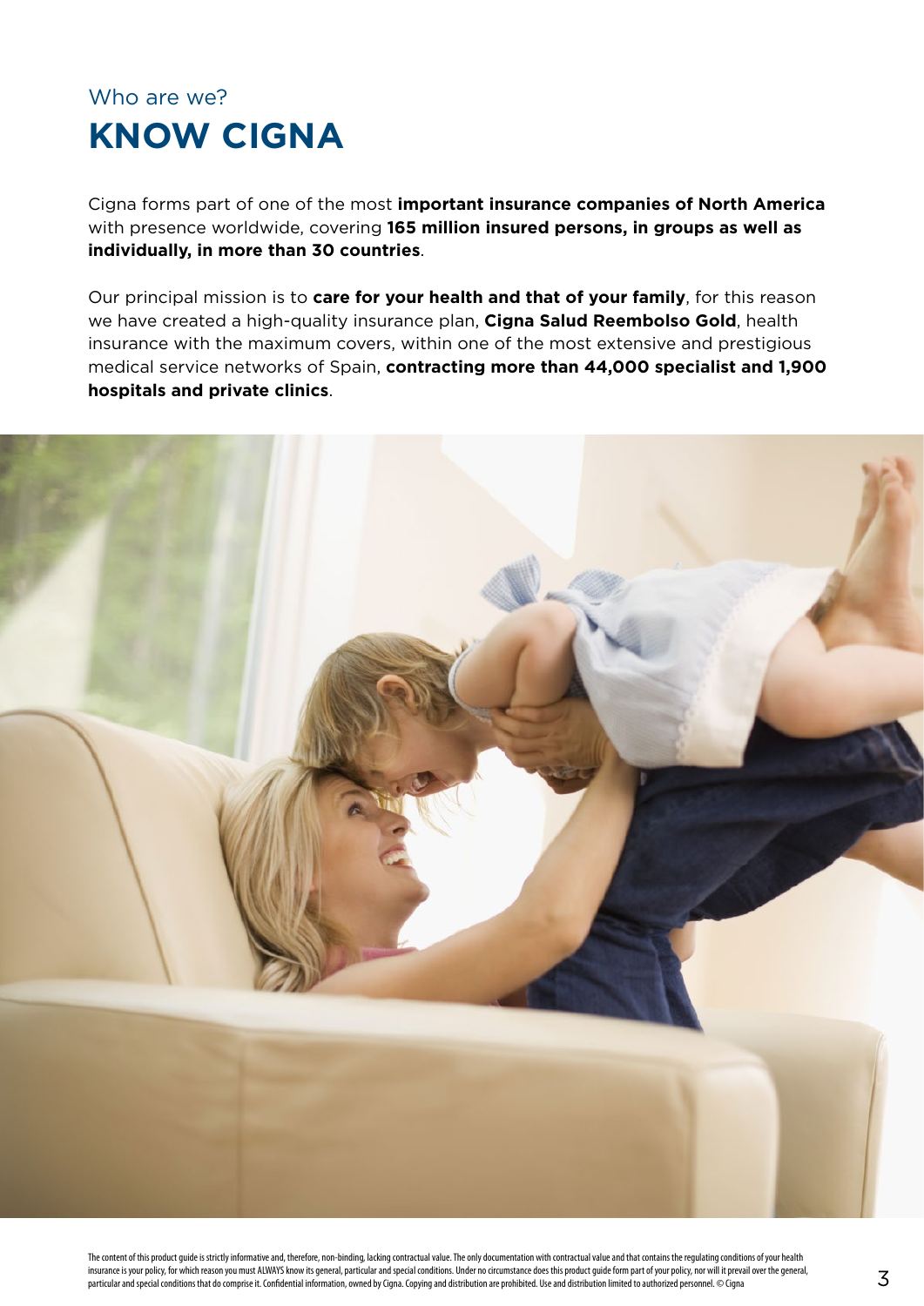Who are we?

# KNOW CIGNA

Cigna forms part of one of the most **important insurance companies of North America** with presence worldwide, covering **165 million insured persons, in groups as well as individually, in more than 30 countries**.

Our principal mission is to **care for your health and that of your family**, for this reason we have created a high-quality insurance plan, **Cigna Salud Reembolso Gold**, health insurance with the maximum covers, within one of the most extensive and prestigious medical service networks of Spain, **contracting more than 44,000 specialist and 1,900 hospitals and private clinics**.

The content of this product guide is strictly informative and, therefore, non-binding, lacking contractual value. The only documentation with contractual value and that contains the regulating conditions of your health insurance is your policy, for which reason you must ALWAYS know its general, particular and special conditions. Under no circumstance does this product guide form part of your policy, nor will it prevail over the general, particular and special conditions that do comprise it. Confidential information, owned by Cigna. Copying and distribution are prohibited. Use and distribution limited to authorized personnel. © Cigna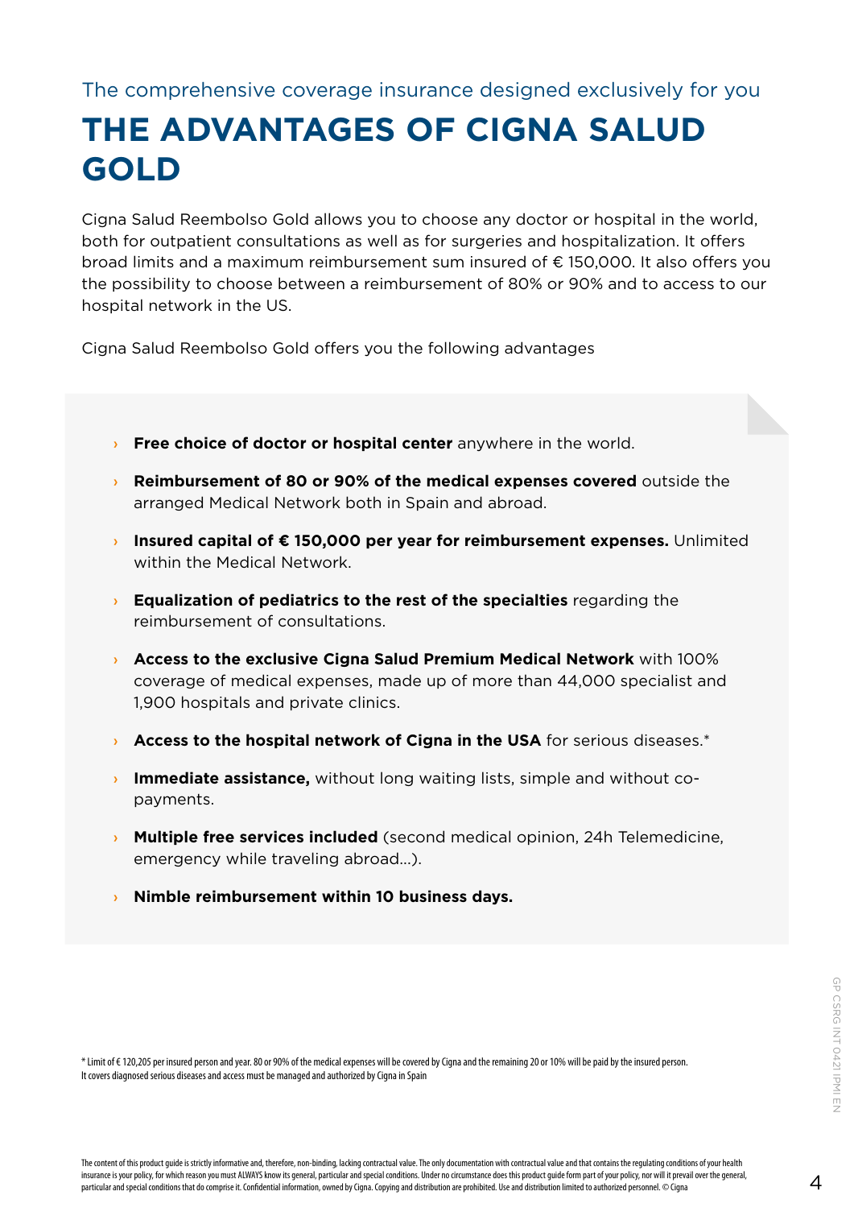The comprehensive coverage insurance designed exclusively for you

# THE ADVANTAGES OF CIGNA SALUD GOLD

Cigna Salud Reembolso Gold allows you to choose any doctor or hospital in the world, both for outpatient consultations as well as for surgeries and hospitalization. It offers broad limits and a maximum reimbursement sum insured of € 150,000. It also offers you the possibility to choose between a reimbursement of 80% or 90% and to access to our hospital network in the US.

Cigna Salud Reembolso Gold offers you the following advantages

- **Free choice of doctor or hospital center** anywhere in the world.
- **Reimbursement of 80 or 90% of the medical expenses covered** outside the arranged Medical Network both in Spain and abroad.
- **Insured capital of € 150,000 per year for reimbursement expenses.** Unlimited within the Medical Network.
- **Equalization of pediatrics to the rest of the specialties** regarding the reimbursement of consultations.
- **Access to the exclusive Cigna Salud Premium Medical Network** with 100% coverage of medical expenses, made up of more than 44,000 specialist and 1,900 hospitals and private clinics.
- **Access to the hospital network of Cigna in the USA** for serious diseases.*
- **Immediate assistance,** without long waiting lists, simple and without co-payments.
- **Multiple free services included** (second medical opinion, 24h Telemedicine, emergency while traveling abroad...).
- **Nimble reimbursement within 10 business days.**

* Limit of € 120,205 per insured person and year. 80 or 90% of the medical expenses will be covered by Cigna and the remaining 20 or 10% will be paid by the insured person. It covers diagnosed serious diseases and access must be managed and authorized by Cigna in Spain

The content of this product guide is strictly informative and, therefore, non-binding, lacking contractual value. The only documentation with contractual value and that contains the regulating conditions of your health insurance is your policy, for which reason you must ALWAYS know its general, particular and special conditions. Under no circumstance does this product guide form part of your policy, nor will it prevail over the general, particular and special conditions that do comprise it. Confidential information, owned by Cigna. Copying and distribution are prohibited. Use and distribution limited to authorized personnel. © Cigna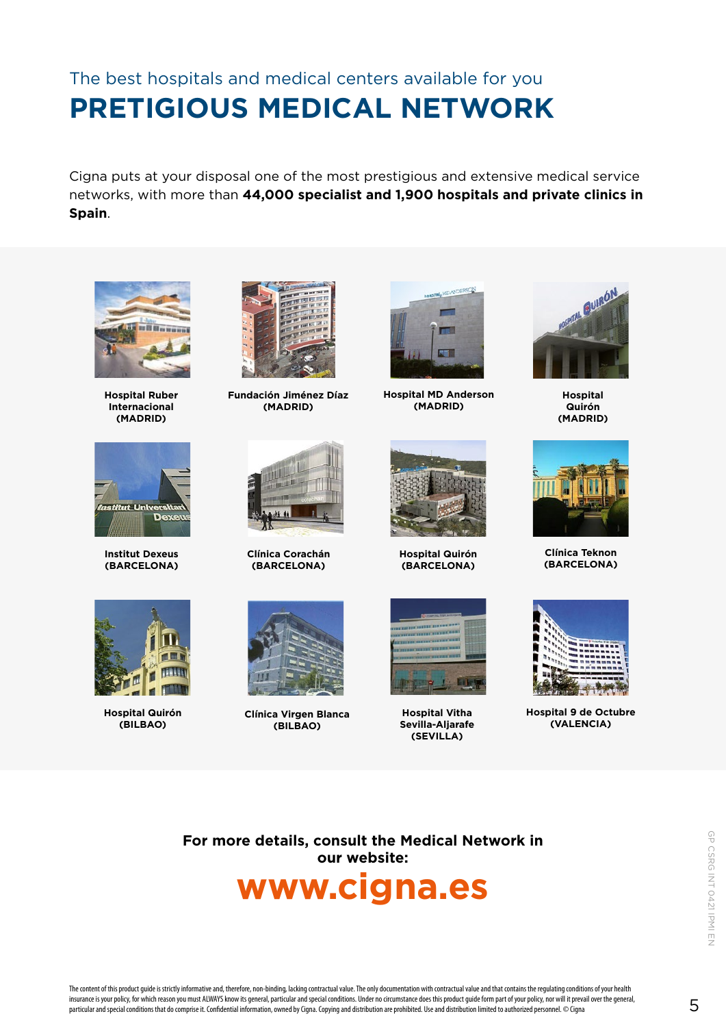The best hospitals and medical centers available for you

# PRETIGIOUS MEDICAL NETWORK

Cigna puts at your disposal one of the most prestigious and extensive medical service networks, with more than **44,000 specialist and 1,900 hospitals and private clinics in Spain**.

**Hospital Ruber Internacional (MADRID)**

**Fundación Jiménez Díaz (MADRID)**

**Hospital MD Anderson (MADRID)**

**Hospital Quirón (MADRID)**

**Institut Dexeus (BARCELONA)**

**Clínica Corachán (BARCELONA)**

**Hospital Quirón (BARCELONA)**

**Clínica Teknon (BARCELONA)**

**Hospital Quirón (BILBAO)**

**Clínica Virgen Blanca (BILBAO)**

**Hospital Vitha Sevilla-Aljarafe (SEVILLA)**

**Hospital 9 de Octubre (VALENCIA)**

**For more details, consult the Medical Network in our website:**

**www.cigna.es**

GP CSRG INT 0421 IPMI EN

The content of this product guide is strictly informative and, therefore, non-binding, lacking contractual value. The only documentation with contractual value and that contains the regulating conditions of your health insurance is your policy, for which reason you must ALWAYS know its general, particular and special conditions. Under no circumstance does this product guide form part of your policy, nor will it prevail over the general, particular and special conditions that do comprise it. Confidential information, owned by Cigna. Copying and distribution are prohibited. Use and distribution limited to authorized personnel. © Cigna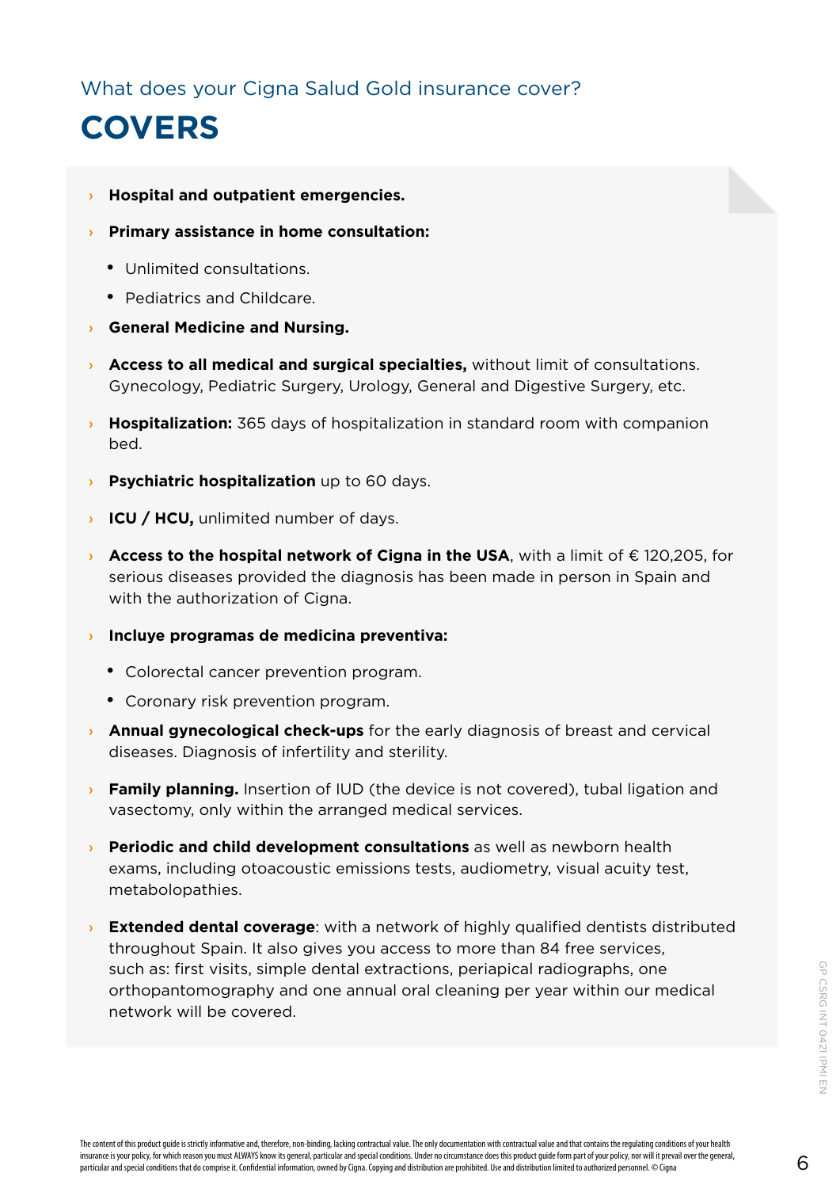What does your Cigna Salud Gold insurance cover?

# COVERS

- **Hospital and outpatient emergencies.**
- **Primary assistance in home consultation:**
  - Unlimited consultations.
  - Pediatrics and Childcare.
- **General Medicine and Nursing.**
- **Access to all medical and surgical specialties,** without limit of consultations. Gynecology, Pediatric Surgery, Urology, General and Digestive Surgery, etc.
- **Hospitalization:** 365 days of hospitalization in standard room with companion bed.
- **Psychiatric hospitalization** up to 60 days.
- **ICU / HCU,** unlimited number of days.
- **Access to the hospital network of Cigna in the USA**, with a limit of € 120,205, for serious diseases provided the diagnosis has been made in person in Spain and with the authorization of Cigna.
- **Incluye programas de medicina preventiva:**
  - Colorectal cancer prevention program.
  - Coronary risk prevention program.
- **Annual gynecological check-ups** for the early diagnosis of breast and cervical diseases. Diagnosis of infertility and sterility.
- **Family planning.** Insertion of IUD (the device is not covered), tubal ligation and vasectomy, only within the arranged medical services.
- **Periodic and child development consultations** as well as newborn health exams, including otoacoustic emissions tests, audiometry, visual acuity test, metabolopathies.
- **Extended dental coverage**: with a network of highly qualified dentists distributed throughout Spain. It also gives you access to more than 84 free services, such as: first visits, simple dental extractions, periapical radiographs, one orthopantomography and one annual oral cleaning per year within our medical network will be covered.

GP CSRG INT 0421 IPMI EN

The content of this product guide is strictly informative and, therefore, non-binding, lacking contractual value. The only documentation with contractual value and that contains the regulating conditions of your health insurance is your policy, for which reason you must ALWAYS know its general, particular and special conditions. Under no circumstance does this product guide form part of your policy, nor will it prevail over the general, particular and special conditions that do comprise it. Confidential information, owned by Cigna. Copying and distribution are prohibited. Use and distribution limited to authorized personnel. © Cigna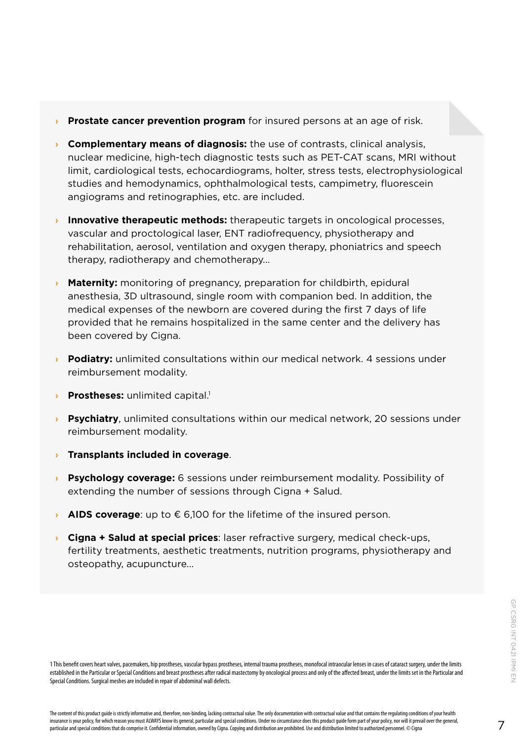- **Prostate cancer prevention program** for insured persons at an age of risk.
- **Complementary means of diagnosis:** the use of contrasts, clinical analysis, nuclear medicine, high-tech diagnostic tests such as PET-CAT scans, MRI without limit, cardiological tests, echocardiograms, holter, stress tests, electrophysiological studies and hemodynamics, ophthalmological tests, campimetry, fluorescein angiograms and retinographies, etc. are included.
- **Innovative therapeutic methods:** therapeutic targets in oncological processes, vascular and proctological laser, ENT radiofrequency, physiotherapy and rehabilitation, aerosol, ventilation and oxygen therapy, phoniatrics and speech therapy, radiotherapy and chemotherapy...
- **Maternity:** monitoring of pregnancy, preparation for childbirth, epidural anesthesia, 3D ultrasound, single room with companion bed. In addition, the medical expenses of the newborn are covered during the first 7 days of life provided that he remains hospitalized in the same center and the delivery has been covered by Cigna.
- **Podiatry:** unlimited consultations within our medical network. 4 sessions under reimbursement modality.
- **Prostheses:** unlimited capital.[1]
- **Psychiatry**, unlimited consultations within our medical network, 20 sessions under reimbursement modality.
- **Transplants included in coverage**.
- **Psychology coverage:** 6 sessions under reimbursement modality. Possibility of extending the number of sessions through Cigna + Salud.
- **AIDS coverage**: up to € 6,100 for the lifetime of the insured person.
- **Cigna + Salud at special prices**: laser refractive surgery, medical check-ups, fertility treatments, aesthetic treatments, nutrition programs, physiotherapy and osteopathy, acupuncture...

1 This benefit covers heart valves, pacemakers, hip prostheses, vascular bypass prostheses, internal trauma prostheses, monofocal intraocular lenses in cases of cataract surgery, under the limits established in the Particular or Special Conditions and breast prostheses after radical mastectomy by oncological process and only of the affected breast, under the limits set in the Particular and Special Conditions. Surgical meshes are included in repair of abdominal wall defects.

The content of this product guide is strictly informative and, therefore, non-binding, lacking contractual value. The only documentation with contractual value and that contains the regulating conditions of your health insurance is your policy, for which reason you must ALWAYS know its general, particular and special conditions. Under no circumstance does this product guide form part of your policy, nor will it prevail over the general, particular and special conditions that do comprise it. Confidential information, owned by Cigna. Copying and distribution are prohibited. Use and distribution limited to authorized personnel. © Cigna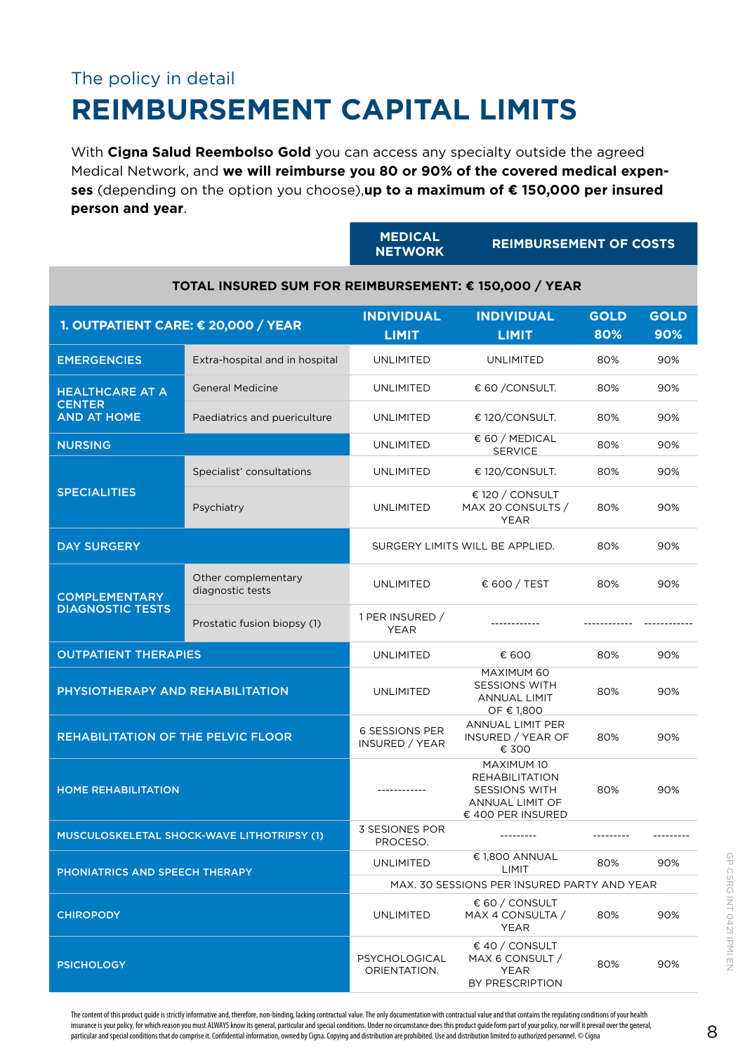The policy in detail

# REIMBURSEMENT CAPITAL LIMITS

With **Cigna Salud Reembolso Gold** you can access any specialty outside the agreed Medical Network, and **we will reimburse you 80 or 90% of the covered medical expenses** (depending on the option you choose),**up to a maximum of € 150,000 per insured person and year**.

| | | MEDICAL NETWORK | REIMBURSEMENT OF COSTS | | |
|---|---|---|---|---|---|
| TOTAL INSURED SUM FOR REIMBURSEMENT: € 150,000 / YEAR | | | | | |
| 1. OUTPATIENT CARE: € 20,000 / YEAR | | INDIVIDUAL LIMIT | INDIVIDUAL LIMIT | GOLD 80% | GOLD 90% |
| EMERGENCIES | Extra-hospital and in hospital | UNLIMITED | UNLIMITED | 80% | 90% |
| HEALTHCARE AT A CENTER AND AT HOME | General Medicine | UNLIMITED | € 60 /CONSULT. | 80% | 90% |
| | Paediatrics and puericulture | UNLIMITED | € 120/CONSULT. | 80% | 90% |
| NURSING | | UNLIMITED | € 60 / MEDICAL SERVICE | 80% | 90% |
| SPECIALITIES | Specialist' consultations | UNLIMITED | € 120/CONSULT. | 80% | 90% |
| | Psychiatry | UNLIMITED | € 120 / CONSULT MAX 20 CONSULTS / YEAR | 80% | 90% |
| DAY SURGERY | | SURGERY LIMITS WILL BE APPLIED. | | 80% | 90% |
| COMPLEMENTARY DIAGNOSTIC TESTS | Other complementary diagnostic tests | UNLIMITED | € 600 / TEST | 80% | 90% |
| | Prostatic fusion biopsy (1) | 1 PER INSURED / YEAR | ------------ | ------------ | ------------ |
| OUTPATIENT THERAPIES | | UNLIMITED | € 600 | 80% | 90% |
| PHYSIOTHERAPY AND REHABILITATION | | UNLIMITED | MAXIMUM 60 SESSIONS WITH ANNUAL LIMIT OF € 1,800 | 80% | 90% |
| REHABILITATION OF THE PELVIC FLOOR | | 6 SESSIONS PER INSURED / YEAR | ANNUAL LIMIT PER INSURED / YEAR OF € 300 | 80% | 90% |
| HOME REHABILITATION | | ------------ | MAXIMUM 10 REHABILITATION SESSIONS WITH ANNUAL LIMIT OF € 400 PER INSURED | 80% | 90% |
| MUSCULOSKELETAL SHOCK-WAVE LITHOTRIPSY (1) | | 3 SESIONES POR PROCESO. | --------- | --------- | --------- |
| PHONIATRICS AND SPEECH THERAPY | | UNLIMITED | € 1,800 ANNUAL LIMIT | 80% | 90% |
| | | MAX. 30 SESSIONS PER INSURED PARTY AND YEAR | | | |
| CHIROPODY | | UNLIMITED | € 60 / CONSULT MAX 4 CONSULTA / YEAR | 80% | 90% |
| PSICHOLOGY | | PSYCHOLOGICAL ORIENTATION. | € 40 / CONSULT MAX 6 CONSULT / YEAR BY PRESCRIPTION | 80% | 90% |

The content of this product guide is strictly informative and, therefore, non-binding, lacking contractual value. The only documentation with contractual value and that contains the regulating conditions of your health insurance is your policy, for which reason you must ALWAYS know its general, particular and special conditions. Under no circumstance does this product guide form part of your policy, nor will it prevail over the general, particular and special conditions that do comprise it. Confidential information, owned by Cigna. Copying and distribution are prohibited. Use and distribution limited to authorized personnel. © Cigna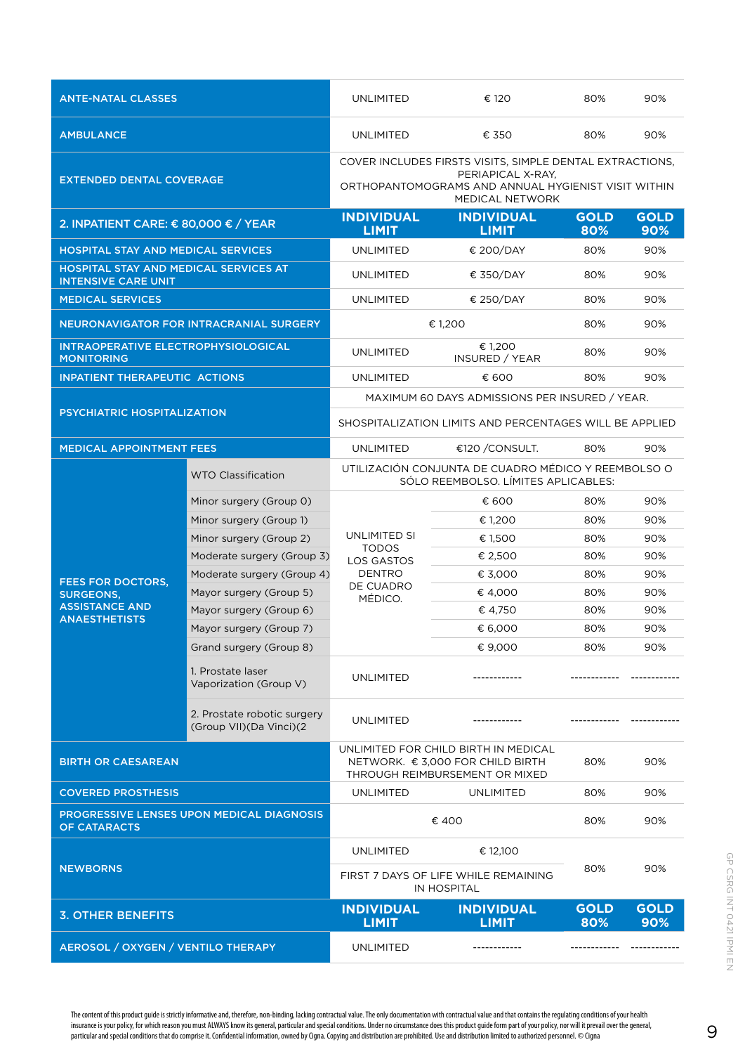| | | | | | |
|---|---|---|---|---|---|
| ANTE-NATAL CLASSES | | UNLIMITED | € 120 | 80% | 90% |
| AMBULANCE | | UNLIMITED | € 350 | 80% | 90% |
| EXTENDED DENTAL COVERAGE | | COVER INCLUDES FIRSTS VISITS, SIMPLE DENTAL EXTRACTIONS, PERIAPICAL X-RAY, ORTHOPANTOMOGRAMS AND ANNUAL HYGIENIST VISIT WITHIN MEDICAL NETWORK | | | |
| **2. INPATIENT CARE: € 80,000 € / YEAR** | | **INDIVIDUAL LIMIT** | **INDIVIDUAL LIMIT** | **GOLD 80%** | **GOLD 90%** |
| HOSPITAL STAY AND MEDICAL SERVICES | | UNLIMITED | € 200/DAY | 80% | 90% |
| HOSPITAL STAY AND MEDICAL SERVICES AT INTENSIVE CARE UNIT | | UNLIMITED | € 350/DAY | 80% | 90% |
| MEDICAL SERVICES | | UNLIMITED | € 250/DAY | 80% | 90% |
| NEURONAVIGATOR FOR INTRACRANIAL SURGERY | | € 1,200 | | 80% | 90% |
| INTRAOPERATIVE ELECTROPHYSIOLOGICAL MONITORING | | UNLIMITED | € 1,200 INSURED / YEAR | 80% | 90% |
| INPATIENT THERAPEUTIC ACTIONS | | UNLIMITED | € 600 | 80% | 90% |
| PSYCHIATRIC HOSPITALIZATION | | MAXIMUM 60 DAYS ADMISSIONS PER INSURED / YEAR. | | | |
| | | SHOSPITALIZATION LIMITS AND PERCENTAGES WILL BE APPLIED | | | |
| MEDICAL APPOINTMENT FEES | | UNLIMITED | €120 /CONSULT. | 80% | 90% |
| FEES FOR DOCTORS, SURGEONS, ASSISTANCE AND ANAESTHETISTS | WTO Classification | UTILIZACIÓN CONJUNTA DE CUADRO MÉDICO Y REEMBOLSO O SÓLO REEMBOLSO. LÍMITES APLICABLES: | | | |
| | Minor surgery (Group 0) | UNLIMITED SI TODOS LOS GASTOS DENTRO DE CUADRO MÉDICO. | € 600 | 80% | 90% |
| | Minor surgery (Group 1) | | € 1,200 | 80% | 90% |
| | Minor surgery (Group 2) | | € 1,500 | 80% | 90% |
| | Moderate surgery (Group 3) | | € 2,500 | 80% | 90% |
| | Moderate surgery (Group 4) | | € 3,000 | 80% | 90% |
| | Mayor surgery (Group 5) | | € 4,000 | 80% | 90% |
| | Mayor surgery (Group 6) | | € 4,750 | 80% | 90% |
| | Mayor surgery (Group 7) | | € 6,000 | 80% | 90% |
| | Grand surgery (Group 8) | | € 9,000 | 80% | 90% |
| | 1. Prostate laser Vaporization (Group V) | UNLIMITED | ------------ | ------------ | ------------ |
| | 2. Prostate robotic surgery (Group VII)(Da Vinci)(2 | UNLIMITED | ------------ | ------------ | ------------ |
| BIRTH OR CAESAREAN | | UNLIMITED FOR CHILD BIRTH IN MEDICAL NETWORK. € 3,000 FOR CHILD BIRTH THROUGH REIMBURSEMENT OR MIXED | | 80% | 90% |
| COVERED PROSTHESIS | | UNLIMITED | UNLIMITED | 80% | 90% |
| PROGRESSIVE LENSES UPON MEDICAL DIAGNOSIS OF CATARACTS | | € 400 | | 80% | 90% |
| NEWBORNS | | UNLIMITED | € 12,100 | 80% | 90% |
| | | FIRST 7 DAYS OF LIFE WHILE REMAINING IN HOSPITAL | | | |
| **3. OTHER BENEFITS** | | **INDIVIDUAL LIMIT** | **INDIVIDUAL LIMIT** | **GOLD 80%** | **GOLD 90%** |
| AEROSOL / OXYGEN / VENTILO THERAPY | | UNLIMITED | ------------ | ------------ | ------------ |

The content of this product guide is strictly informative and, therefore, non-binding, lacking contractual value. The only documentation with contractual value and that contains the regulating conditions of your health insurance is your policy, for which reason you must ALWAYS know its general, particular and special conditions. Under no circumstance does this product guide form part of your policy, nor will it prevail over the general, particular and special conditions that do comprise it. Confidential information, owned by Cigna. Copying and distribution are prohibited. Use and distribution limited to authorized personnel. © Cigna

GP CSRG INT 0421 IPMI EN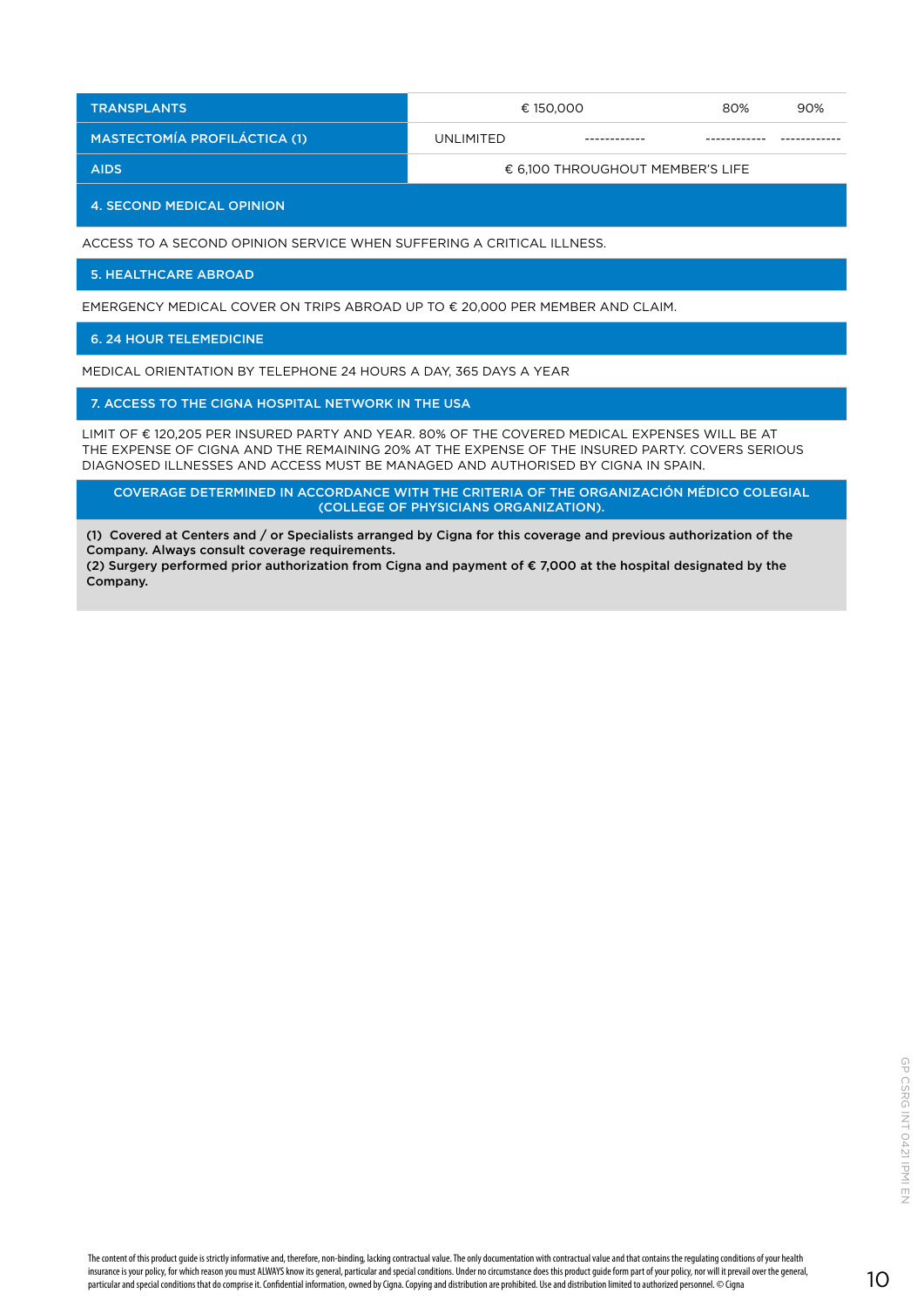| | | | | |
|---|---|---|---|---|
| TRANSPLANTS | € 150,000 | | 80% | 90% |
| MASTECTOMÍA PROFILÁCTICA (1) | UNLIMITED | ------------ | ------------ | ------------ |
| AIDS | € 6,100 THROUGHOUT MEMBER'S LIFE | | | |

## 4. SECOND MEDICAL OPINION

ACCESS TO A SECOND OPINION SERVICE WHEN SUFFERING A CRITICAL ILLNESS.

## 5. HEALTHCARE ABROAD

EMERGENCY MEDICAL COVER ON TRIPS ABROAD UP TO € 20,000 PER MEMBER AND CLAIM.

## 6. 24 HOUR TELEMEDICINE

MEDICAL ORIENTATION BY TELEPHONE 24 HOURS A DAY, 365 DAYS A YEAR

## 7. ACCESS TO THE CIGNA HOSPITAL NETWORK IN THE USA

LIMIT OF € 120,205 PER INSURED PARTY AND YEAR. 80% OF THE COVERED MEDICAL EXPENSES WILL BE AT THE EXPENSE OF CIGNA AND THE REMAINING 20% AT THE EXPENSE OF THE INSURED PARTY. COVERS SERIOUS DIAGNOSED ILLNESSES AND ACCESS MUST BE MANAGED AND AUTHORISED BY CIGNA IN SPAIN.

**COVERAGE DETERMINED IN ACCORDANCE WITH THE CRITERIA OF THE ORGANIZACIÓN MÉDICO COLEGIAL (COLLEGE OF PHYSICIANS ORGANIZATION).**

**(1) Covered at Centers and / or Specialists arranged by Cigna for this coverage and previous authorization of the Company. Always consult coverage requirements.**
**(2) Surgery performed prior authorization from Cigna and payment of € 7,000 at the hospital designated by the Company.**

The content of this product guide is strictly informative and, therefore, non-binding, lacking contractual value. The only documentation with contractual value and that contains the regulating conditions of your health insurance is your policy, for which reason you must ALWAYS know its general, particular and special conditions. Under no circumstance does this product guide form part of your policy, nor will it prevail over the general, particular and special conditions that do comprise it. Confidential information, owned by Cigna. Copying and distribution are prohibited. Use and distribution limited to authorized personnel. © Cigna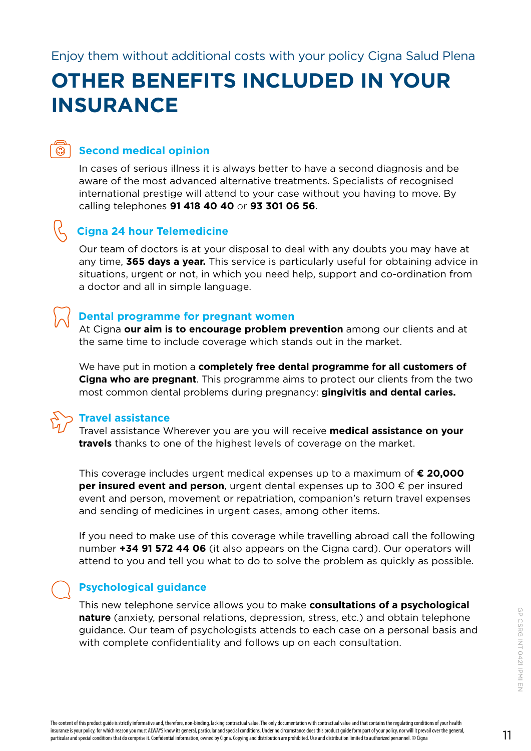Enjoy them without additional costs with your policy Cigna Salud Plena

# OTHER BENEFITS INCLUDED IN YOUR INSURANCE

### Second medical opinion

In cases of serious illness it is always better to have a second diagnosis and be aware of the most advanced alternative treatments. Specialists of recognised international prestige will attend to your case without you having to move. By calling telephones **91 418 40 40** or **93 301 06 56**.

### Cigna 24 hour Telemedicine

Our team of doctors is at your disposal to deal with any doubts you may have at any time, **365 days a year.** This service is particularly useful for obtaining advice in situations, urgent or not, in which you need help, support and co-ordination from a doctor and all in simple language.

### Dental programme for pregnant women

At Cigna **our aim is to encourage problem prevention** among our clients and at the same time to include coverage which stands out in the market.

We have put in motion a **completely free dental programme for all customers of Cigna who are pregnant**. This programme aims to protect our clients from the two most common dental problems during pregnancy: **gingivitis and dental caries.**

### Travel assistance

Travel assistance Wherever you are you will receive **medical assistance on your travels** thanks to one of the highest levels of coverage on the market.

This coverage includes urgent medical expenses up to a maximum of **€ 20,000 per insured event and person**, urgent dental expenses up to 300 € per insured event and person, movement or repatriation, companion's return travel expenses and sending of medicines in urgent cases, among other items.

If you need to make use of this coverage while travelling abroad call the following number **+34 91 572 44 06** (it also appears on the Cigna card). Our operators will attend to you and tell you what to do to solve the problem as quickly as possible.

### Psychological guidance

This new telephone service allows you to make **consultations of a psychological nature** (anxiety, personal relations, depression, stress, etc.) and obtain telephone guidance. Our team of psychologists attends to each case on a personal basis and with complete confidentiality and follows up on each consultation.

GP CSRG INT 0421 IPMI EN

The content of this product guide is strictly informative and, therefore, non-binding, lacking contractual value. The only documentation with contractual value and that contains the regulating conditions of your health insurance is your policy, for which reason you must ALWAYS know its general, particular and special conditions. Under no circumstance does this product guide form part of your policy, nor will it prevail over the general, particular and special conditions that do comprise it. Confidential information, owned by Cigna. Copying and distribution are prohibited. Use and distribution limited to authorized personnel. © Cigna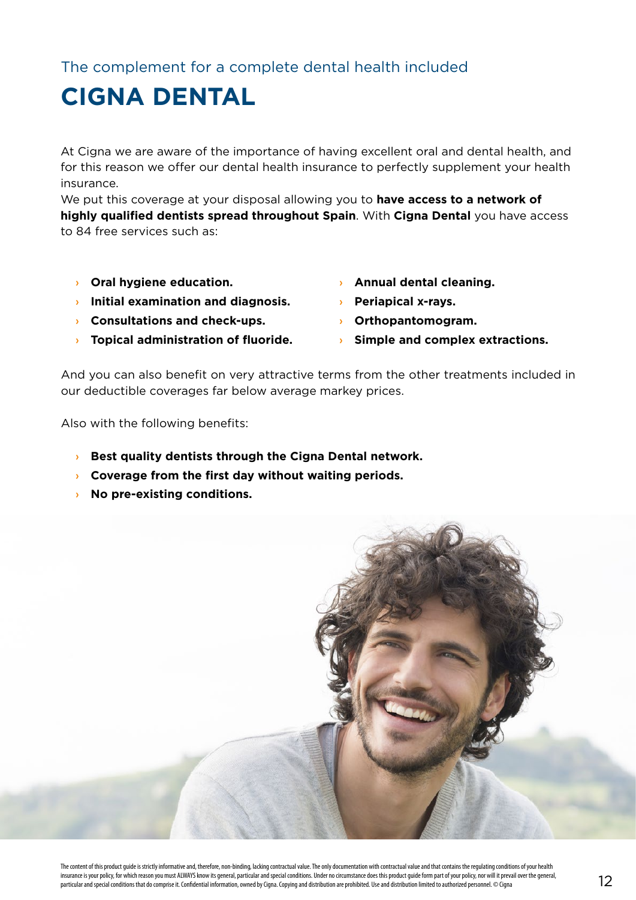The complement for a complete dental health included

# CIGNA DENTAL

At Cigna we are aware of the importance of having excellent oral and dental health, and for this reason we offer our dental health insurance to perfectly supplement your health insurance.
We put this coverage at your disposal allowing you to **have access to a network of highly qualified dentists spread throughout Spain**. With **Cigna Dental** you have access to 84 free services such as:

- **Oral hygiene education.**
- **Initial examination and diagnosis.**
- **Consultations and check-ups.**
- **Topical administration of fluoride.**
- **Annual dental cleaning.**
- **Periapical x-rays.**
- **Orthopantomogram.**
- **Simple and complex extractions.**

And you can also benefit on very attractive terms from the other treatments included in our deductible coverages far below average markey prices.

Also with the following benefits:

- **Best quality dentists through the Cigna Dental network.**
- **Coverage from the first day without waiting periods.**
- **No pre-existing conditions.**

The content of this product guide is strictly informative and, therefore, non-binding, lacking contractual value. The only documentation with contractual value and that contains the regulating conditions of your health insurance is your policy, for which reason you must ALWAYS know its general, particular and special conditions. Under no circumstance does this product guide form part of your policy, nor will it prevail over the general, particular and special conditions that do comprise it. Confidential information, owned by Cigna. Copying and distribution are prohibited. Use and distribution limited to authorized personnel. © Cigna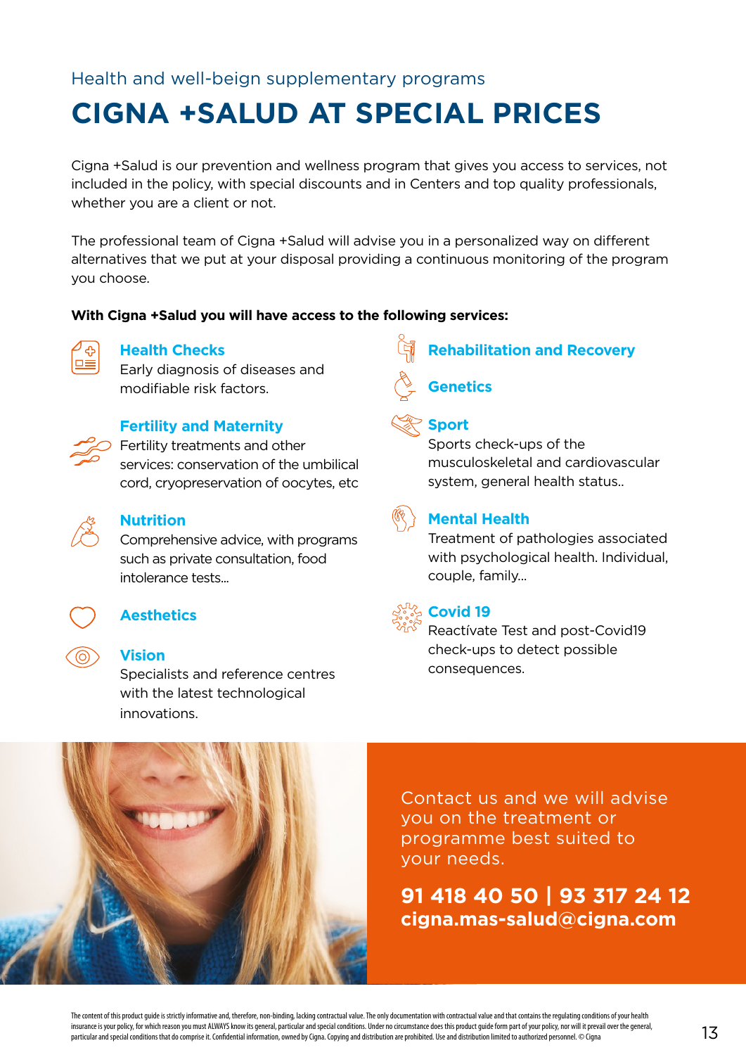Health and well-beign supplementary programs

# CIGNA +SALUD AT SPECIAL PRICES

Cigna +Salud is our prevention and wellness program that gives you access to services, not included in the policy, with special discounts and in Centers and top quality professionals, whether you are a client or not.

The professional team of Cigna +Salud will advise you in a personalized way on different alternatives that we put at your disposal providing a continuous monitoring of the program you choose.

**With Cigna +Salud you will have access to the following services:**

### Health Checks
Early diagnosis of diseases and modifiable risk factors.

### Fertility and Maternity
Fertility treatments and other services: conservation of the umbilical cord, cryopreservation of oocytes, etc

### Nutrition
Comprehensive advice, with programs such as private consultation, food intolerance tests...

### Aesthetics

### Vision
Specialists and reference centres with the latest technological innovations.

### Rehabilitation and Recovery

### Genetics

### Sport
Sports check-ups of the musculoskeletal and cardiovascular system, general health status..

### Mental Health
Treatment of pathologies associated with psychological health. Individual, couple, family...

### Covid 19
Reactívate Test and post-Covid19 check-ups to detect possible consequences.

Contact us and we will advise you on the treatment or programme best suited to your needs.

**91 418 40 50 | 93 317 24 12**
**cigna.mas-salud@cigna.com**

The content of this product guide is strictly informative and, therefore, non-binding, lacking contractual value. The only documentation with contractual value and that contains the regulating conditions of your health insurance is your policy, for which reason you must ALWAYS know its general, particular and special conditions. Under no circumstance does this product guide form part of your policy, nor will it prevail over the general, particular and special conditions that do comprise it. Confidential information, owned by Cigna. Copying and distribution are prohibited. Use and distribution limited to authorized personnel. © Cigna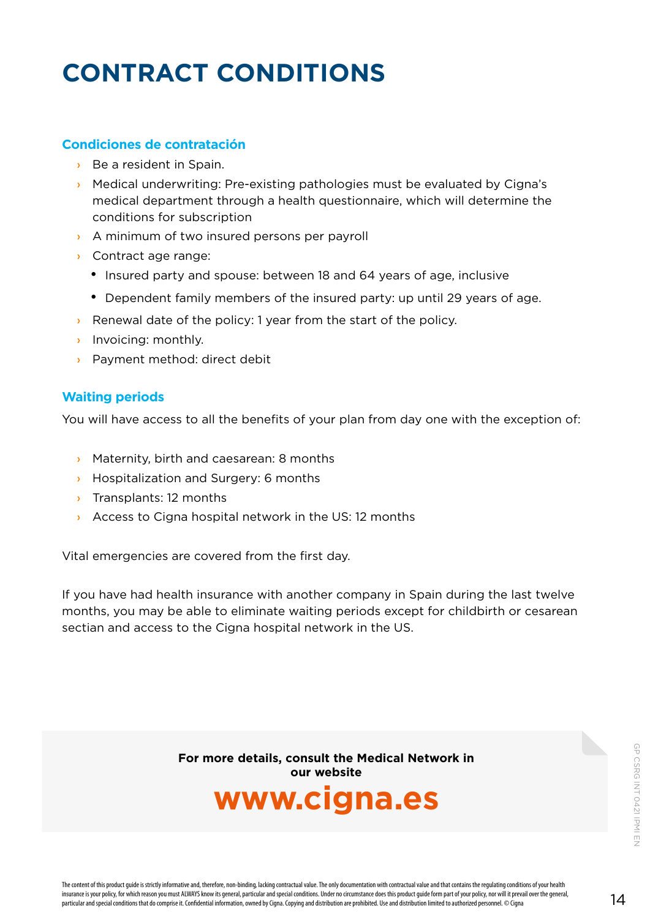# CONTRACT CONDITIONS

## Condiciones de contratación

- Be a resident in Spain.
- Medical underwriting: Pre-existing pathologies must be evaluated by Cigna's medical department through a health questionnaire, which will determine the conditions for subscription
- A minimum of two insured persons per payroll
- Contract age range:
  - Insured party and spouse: between 18 and 64 years of age, inclusive
  - Dependent family members of the insured party: up until 29 years of age.
- Renewal date of the policy: 1 year from the start of the policy.
- Invoicing: monthly.
- Payment method: direct debit

## Waiting periods

You will have access to all the benefits of your plan from day one with the exception of:

- Maternity, birth and caesarean: 8 months
- Hospitalization and Surgery: 6 months
- Transplants: 12 months
- Access to Cigna hospital network in the US: 12 months

Vital emergencies are covered from the first day.

If you have had health insurance with another company in Spain during the last twelve months, you may be able to eliminate waiting periods except for childbirth or cesarean sectian and access to the Cigna hospital network in the US.

**For more details, consult the Medical Network in our website**

**www.cigna.es**

GP CSRG INT 0421 IPMI EN

The content of this product guide is strictly informative and, therefore, non-binding, lacking contractual value. The only documentation with contractual value and that contains the regulating conditions of your health insurance is your policy, for which reason you must ALWAYS know its general, particular and special conditions. Under no circumstance does this product guide form part of your policy, nor will it prevail over the general, particular and special conditions that do comprise it. Confidential information, owned by Cigna. Copying and distribution are prohibited. Use and distribution limited to authorized personnel. © Cigna